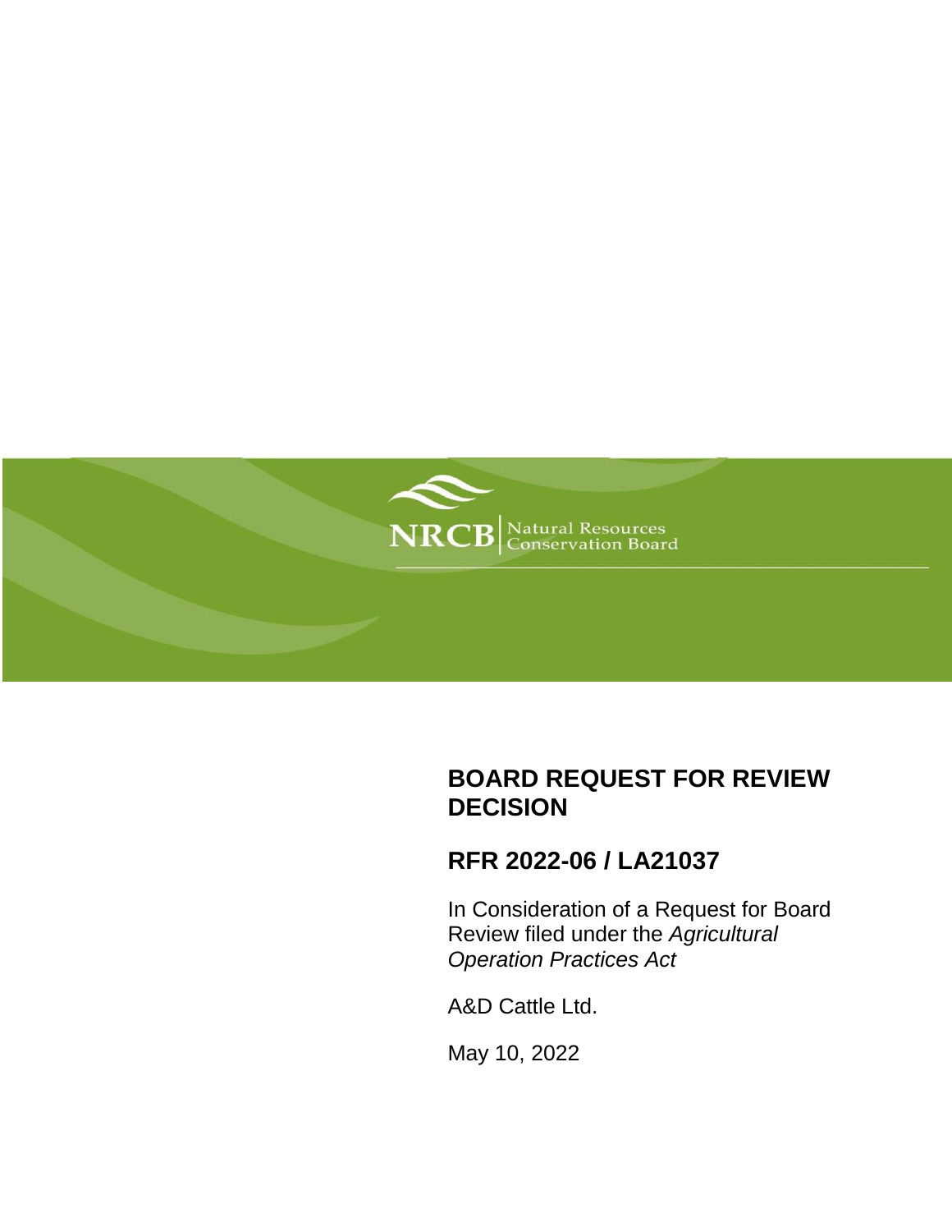NRCB | Natural Resources Conservation Board

# BOARD REQUEST FOR REVIEW DECISION

## RFR 2022-06 / LA21037

In Consideration of a Request for Board Review filed under the *Agricultural Operation Practices Act*

A&D Cattle Ltd.

May 10, 2022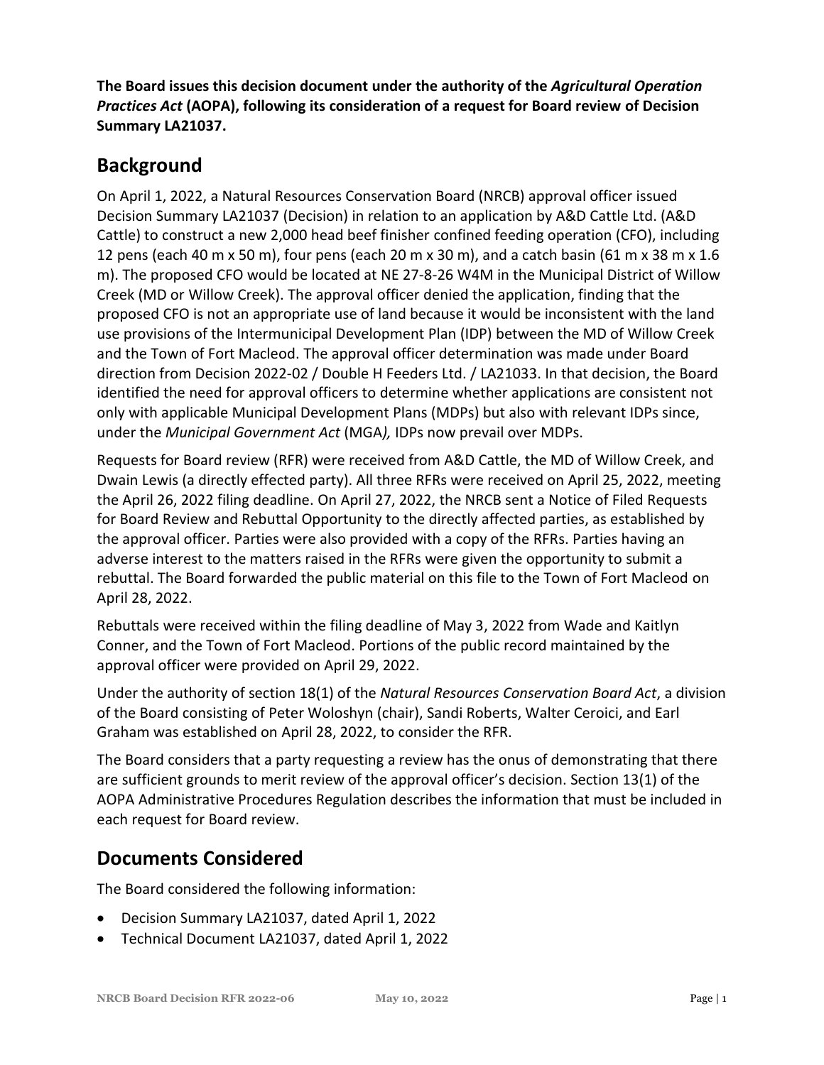**The Board issues this decision document under the authority of the *Agricultural Operation Practices Act* (AOPA), following its consideration of a request for Board review of Decision Summary LA21037.**

## Background

On April 1, 2022, a Natural Resources Conservation Board (NRCB) approval officer issued Decision Summary LA21037 (Decision) in relation to an application by A&D Cattle Ltd. (A&D Cattle) to construct a new 2,000 head beef finisher confined feeding operation (CFO), including 12 pens (each 40 m x 50 m), four pens (each 20 m x 30 m), and a catch basin (61 m x 38 m x 1.6 m). The proposed CFO would be located at NE 27-8-26 W4M in the Municipal District of Willow Creek (MD or Willow Creek). The approval officer denied the application, finding that the proposed CFO is not an appropriate use of land because it would be inconsistent with the land use provisions of the Intermunicipal Development Plan (IDP) between the MD of Willow Creek and the Town of Fort Macleod. The approval officer determination was made under Board direction from Decision 2022-02 / Double H Feeders Ltd. / LA21033. In that decision, the Board identified the need for approval officers to determine whether applications are consistent not only with applicable Municipal Development Plans (MDPs) but also with relevant IDPs since, under the *Municipal Government Act* (MGA*),* IDPs now prevail over MDPs.

Requests for Board review (RFR) were received from A&D Cattle, the MD of Willow Creek, and Dwain Lewis (a directly effected party). All three RFRs were received on April 25, 2022, meeting the April 26, 2022 filing deadline. On April 27, 2022, the NRCB sent a Notice of Filed Requests for Board Review and Rebuttal Opportunity to the directly affected parties, as established by the approval officer. Parties were also provided with a copy of the RFRs. Parties having an adverse interest to the matters raised in the RFRs were given the opportunity to submit a rebuttal. The Board forwarded the public material on this file to the Town of Fort Macleod on April 28, 2022.

Rebuttals were received within the filing deadline of May 3, 2022 from Wade and Kaitlyn Conner, and the Town of Fort Macleod. Portions of the public record maintained by the approval officer were provided on April 29, 2022.

Under the authority of section 18(1) of the *Natural Resources Conservation Board Act*, a division of the Board consisting of Peter Woloshyn (chair), Sandi Roberts, Walter Ceroici, and Earl Graham was established on April 28, 2022, to consider the RFR.

The Board considers that a party requesting a review has the onus of demonstrating that there are sufficient grounds to merit review of the approval officer's decision. Section 13(1) of the AOPA Administrative Procedures Regulation describes the information that must be included in each request for Board review.

## Documents Considered

The Board considered the following information:

- Decision Summary LA21037, dated April 1, 2022
- Technical Document LA21037, dated April 1, 2022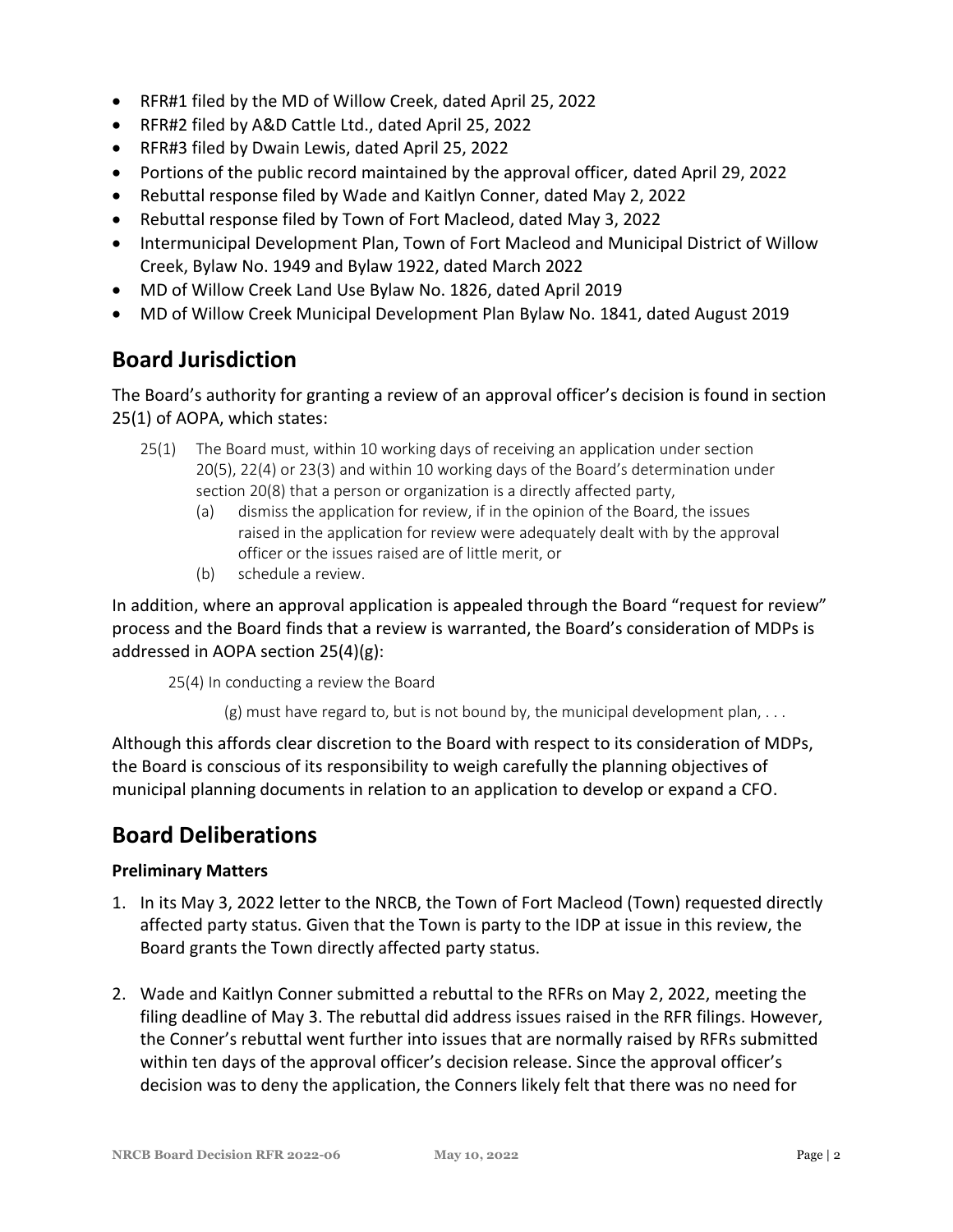- RFR#1 filed by the MD of Willow Creek, dated April 25, 2022
- RFR#2 filed by A&D Cattle Ltd., dated April 25, 2022
- RFR#3 filed by Dwain Lewis, dated April 25, 2022
- Portions of the public record maintained by the approval officer, dated April 29, 2022
- Rebuttal response filed by Wade and Kaitlyn Conner, dated May 2, 2022
- Rebuttal response filed by Town of Fort Macleod, dated May 3, 2022
- Intermunicipal Development Plan, Town of Fort Macleod and Municipal District of Willow Creek, Bylaw No. 1949 and Bylaw 1922, dated March 2022
- MD of Willow Creek Land Use Bylaw No. 1826, dated April 2019
- MD of Willow Creek Municipal Development Plan Bylaw No. 1841, dated August 2019

## Board Jurisdiction

The Board's authority for granting a review of an approval officer's decision is found in section 25(1) of AOPA, which states:

> 25(1) The Board must, within 10 working days of receiving an application under section 20(5), 22(4) or 23(3) and within 10 working days of the Board's determination under section 20(8) that a person or organization is a directly affected party,
>
> (a) dismiss the application for review, if in the opinion of the Board, the issues raised in the application for review were adequately dealt with by the approval officer or the issues raised are of little merit, or
>
> (b) schedule a review.

In addition, where an approval application is appealed through the Board "request for review" process and the Board finds that a review is warranted, the Board's consideration of MDPs is addressed in AOPA section 25(4)(g):

> 25(4) In conducting a review the Board
>
> (g) must have regard to, but is not bound by, the municipal development plan, . . .

Although this affords clear discretion to the Board with respect to its consideration of MDPs, the Board is conscious of its responsibility to weigh carefully the planning objectives of municipal planning documents in relation to an application to develop or expand a CFO.

## Board Deliberations

### Preliminary Matters

1. In its May 3, 2022 letter to the NRCB, the Town of Fort Macleod (Town) requested directly affected party status. Given that the Town is party to the IDP at issue in this review, the Board grants the Town directly affected party status.

2. Wade and Kaitlyn Conner submitted a rebuttal to the RFRs on May 2, 2022, meeting the filing deadline of May 3. The rebuttal did address issues raised in the RFR filings. However, the Conner's rebuttal went further into issues that are normally raised by RFRs submitted within ten days of the approval officer's decision release. Since the approval officer's decision was to deny the application, the Conners likely felt that there was no need for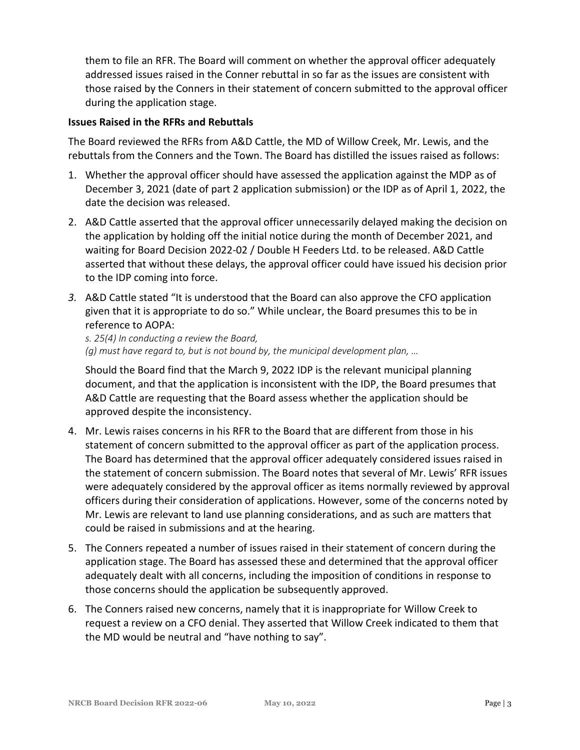them to file an RFR. The Board will comment on whether the approval officer adequately addressed issues raised in the Conner rebuttal in so far as the issues are consistent with those raised by the Conners in their statement of concern submitted to the approval officer during the application stage.

**Issues Raised in the RFRs and Rebuttals**

The Board reviewed the RFRs from A&D Cattle, the MD of Willow Creek, Mr. Lewis, and the rebuttals from the Conners and the Town. The Board has distilled the issues raised as follows:

1. Whether the approval officer should have assessed the application against the MDP as of December 3, 2021 (date of part 2 application submission) or the IDP as of April 1, 2022, the date the decision was released.
2. A&D Cattle asserted that the approval officer unnecessarily delayed making the decision on the application by holding off the initial notice during the month of December 2021, and waiting for Board Decision 2022-02 / Double H Feeders Ltd. to be released. A&D Cattle asserted that without these delays, the approval officer could have issued his decision prior to the IDP coming into force.
3. A&D Cattle stated "It is understood that the Board can also approve the CFO application given that it is appropriate to do so." While unclear, the Board presumes this to be in reference to AOPA:

   *s. 25(4) In conducting a review the Board,*
   *(g) must have regard to, but is not bound by, the municipal development plan, …*

   Should the Board find that the March 9, 2022 IDP is the relevant municipal planning document, and that the application is inconsistent with the IDP, the Board presumes that A&D Cattle are requesting that the Board assess whether the application should be approved despite the inconsistency.
4. Mr. Lewis raises concerns in his RFR to the Board that are different from those in his statement of concern submitted to the approval officer as part of the application process. The Board has determined that the approval officer adequately considered issues raised in the statement of concern submission. The Board notes that several of Mr. Lewis' RFR issues were adequately considered by the approval officer as items normally reviewed by approval officers during their consideration of applications. However, some of the concerns noted by Mr. Lewis are relevant to land use planning considerations, and as such are matters that could be raised in submissions and at the hearing.
5. The Conners repeated a number of issues raised in their statement of concern during the application stage. The Board has assessed these and determined that the approval officer adequately dealt with all concerns, including the imposition of conditions in response to those concerns should the application be subsequently approved.
6. The Conners raised new concerns, namely that it is inappropriate for Willow Creek to request a review on a CFO denial. They asserted that Willow Creek indicated to them that the MD would be neutral and "have nothing to say".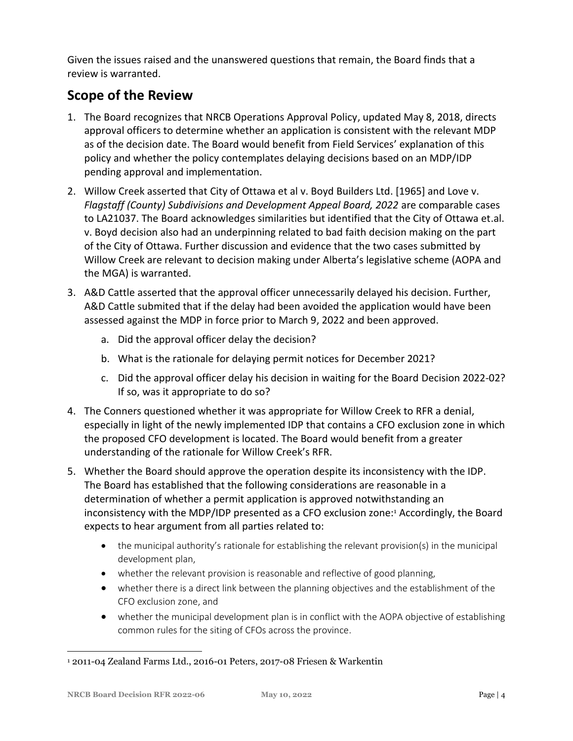Given the issues raised and the unanswered questions that remain, the Board finds that a review is warranted.

## Scope of the Review

1. The Board recognizes that NRCB Operations Approval Policy, updated May 8, 2018, directs approval officers to determine whether an application is consistent with the relevant MDP as of the decision date. The Board would benefit from Field Services' explanation of this policy and whether the policy contemplates delaying decisions based on an MDP/IDP pending approval and implementation.
2. Willow Creek asserted that City of Ottawa et al v. Boyd Builders Ltd. [1965] and Love v. *Flagstaff (County) Subdivisions and Development Appeal Board, 2022* are comparable cases to LA21037. The Board acknowledges similarities but identified that the City of Ottawa et.al. v. Boyd decision also had an underpinning related to bad faith decision making on the part of the City of Ottawa. Further discussion and evidence that the two cases submitted by Willow Creek are relevant to decision making under Alberta's legislative scheme (AOPA and the MGA) is warranted.
3. A&D Cattle asserted that the approval officer unnecessarily delayed his decision. Further, A&D Cattle submited that if the delay had been avoided the application would have been assessed against the MDP in force prior to March 9, 2022 and been approved.
   a. Did the approval officer delay the decision?
   b. What is the rationale for delaying permit notices for December 2021?
   c. Did the approval officer delay his decision in waiting for the Board Decision 2022-02? If so, was it appropriate to do so?
4. The Conners questioned whether it was appropriate for Willow Creek to RFR a denial, especially in light of the newly implemented IDP that contains a CFO exclusion zone in which the proposed CFO development is located. The Board would benefit from a greater understanding of the rationale for Willow Creek's RFR.
5. Whether the Board should approve the operation despite its inconsistency with the IDP. The Board has established that the following considerations are reasonable in a determination of whether a permit application is approved notwithstanding an inconsistency with the MDP/IDP presented as a CFO exclusion zone:[1] Accordingly, the Board expects to hear argument from all parties related to:
   - the municipal authority's rationale for establishing the relevant provision(s) in the municipal development plan,
   - whether the relevant provision is reasonable and reflective of good planning,
   - whether there is a direct link between the planning objectives and the establishment of the CFO exclusion zone, and
   - whether the municipal development plan is in conflict with the AOPA objective of establishing common rules for the siting of CFOs across the province.

[1] 2011-04 Zealand Farms Ltd., 2016-01 Peters, 2017-08 Friesen & Warkentin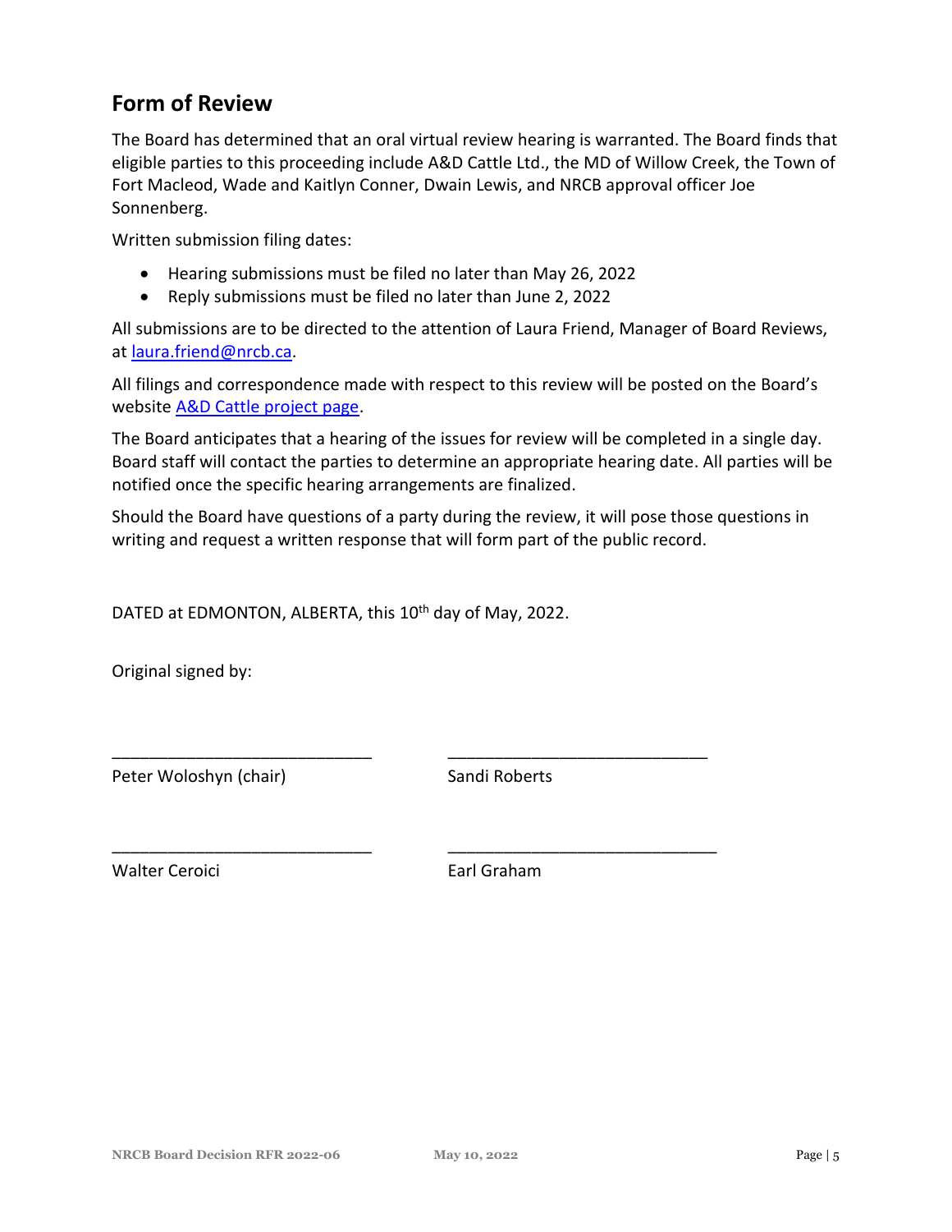## Form of Review

The Board has determined that an oral virtual review hearing is warranted. The Board finds that eligible parties to this proceeding include A&D Cattle Ltd., the MD of Willow Creek, the Town of Fort Macleod, Wade and Kaitlyn Conner, Dwain Lewis, and NRCB approval officer Joe Sonnenberg.

Written submission filing dates:

- Hearing submissions must be filed no later than May 26, 2022
- Reply submissions must be filed no later than June 2, 2022

All submissions are to be directed to the attention of Laura Friend, Manager of Board Reviews, at laura.friend@nrcb.ca.

All filings and correspondence made with respect to this review will be posted on the Board's website A&D Cattle project page.

The Board anticipates that a hearing of the issues for review will be completed in a single day. Board staff will contact the parties to determine an appropriate hearing date. All parties will be notified once the specific hearing arrangements are finalized.

Should the Board have questions of a party during the review, it will pose those questions in writing and request a written response that will form part of the public record.

DATED at EDMONTON, ALBERTA, this 10th day of May, 2022.

Original signed by:

___________________________ ___________________________

Peter Woloshyn (chair) Sandi Roberts

___________________________ ___________________________

Walter Ceroici Earl Graham